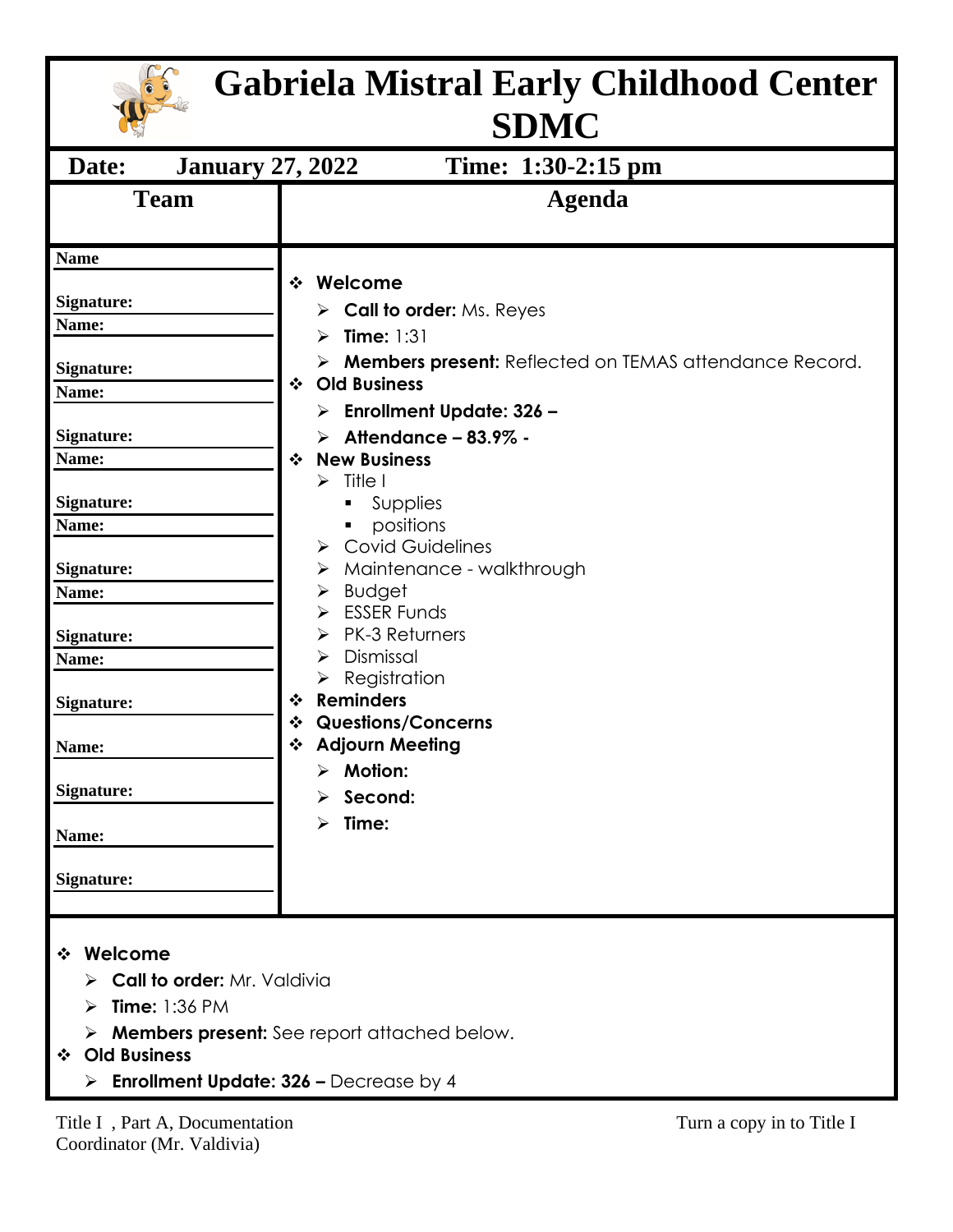# Gabriela Mistral Early Childhood Center SDMC

**Date: January 27, 2022** **Time: 1:30-2:15 pm**

| Team | Agenda |
|---|---|
| **Name**<br><br>**Signature:**<br>**Name:**<br><br>**Signature:**<br>**Name:**<br><br>**Signature:**<br>**Name:**<br><br>**Signature:**<br>**Name:**<br><br>**Signature:**<br>**Name:**<br><br>**Signature:**<br><br>**Name:**<br><br>**Signature:**<br><br>**Name:**<br><br>**Signature:** | ❖ **Welcome**<br>➢ **Call to order:** Ms. Reyes<br>➢ **Time:** 1:31<br>➢ **Members present:** Reflected on TEMAS attendance Record.<br>❖ **Old Business**<br>➢ **Enrollment Update: 326 –**<br>➢ **Attendance – 83.9% -**<br>❖ **New Business**<br>➢ Title I<br>▪ Supplies<br>▪ positions<br>➢ Covid Guidelines<br>➢ Maintenance - walkthrough<br>➢ Budget<br>➢ ESSER Funds<br>➢ PK-3 Returners<br>➢ Dismissal<br>➢ Registration<br>❖ **Reminders**<br>❖ **Questions/Concerns**<br>❖ **Adjourn Meeting**<br>➢ **Motion:**<br>➢ **Second:**<br>➢ **Time:** |

- **Welcome**
  - **Call to order:** Mr. Valdivia
  - **Time:** 1:36 PM
  - **Members present:** See report attached below.
- **Old Business**
  - **Enrollment Update: 326 –** Decrease by 4

Title I , Part A, Documentation Coordinator (Mr. Valdivia) Turn a copy in to Title I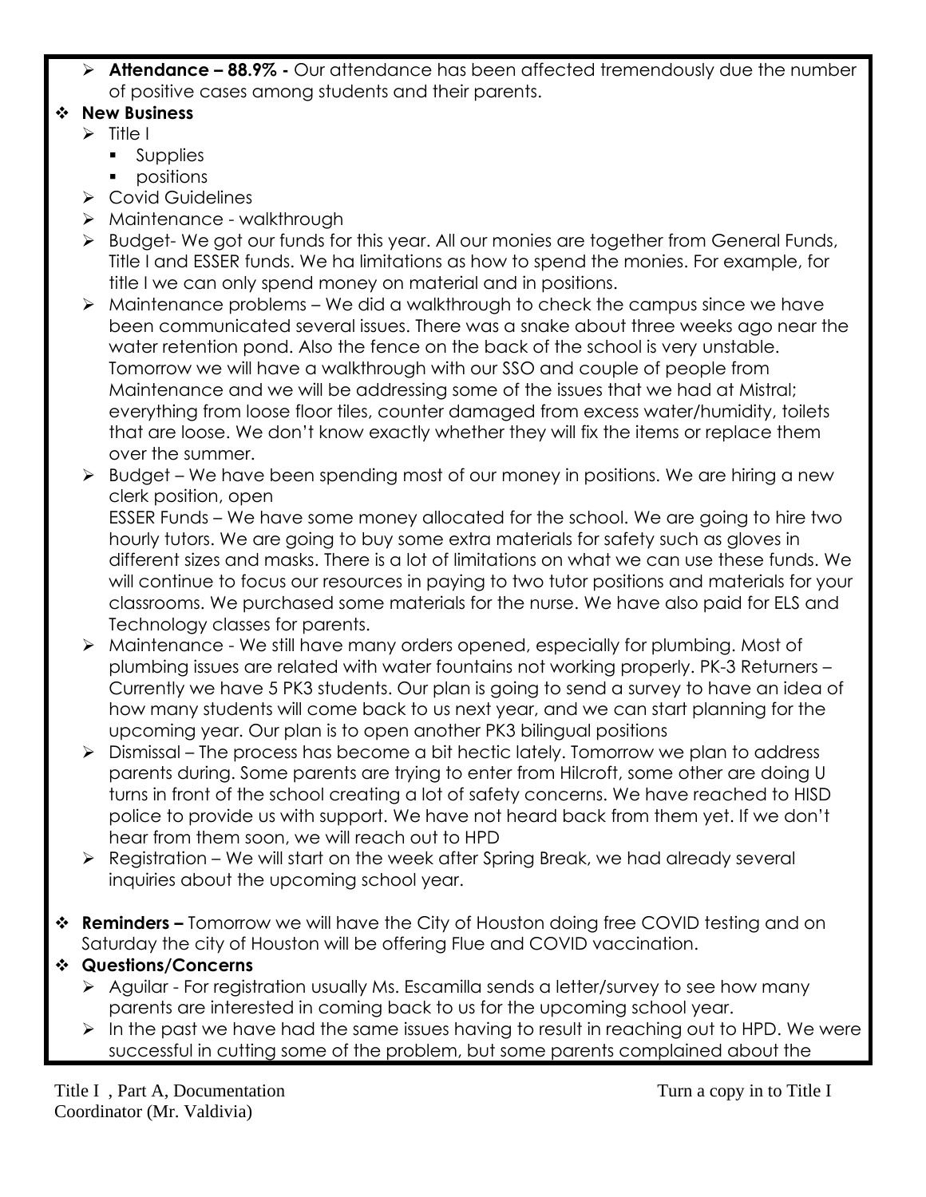- **Attendance – 88.9% -** Our attendance has been affected tremendously due the number of positive cases among students and their parents.

- **New Business**
  - Title I
    - Supplies
    - positions
  - Covid Guidelines
  - Maintenance - walkthrough
  - Budget- We got our funds for this year. All our monies are together from General Funds, Title I and ESSER funds. We ha limitations as how to spend the monies. For example, for title I we can only spend money on material and in positions.
  - Maintenance problems – We did a walkthrough to check the campus since we have been communicated several issues. There was a snake about three weeks ago near the water retention pond. Also the fence on the back of the school is very unstable. Tomorrow we will have a walkthrough with our SSO and couple of people from Maintenance and we will be addressing some of the issues that we had at Mistral; everything from loose floor tiles, counter damaged from excess water/humidity, toilets that are loose. We don't know exactly whether they will fix the items or replace them over the summer.
  - Budget – We have been spending most of our money in positions. We are hiring a new clerk position, open
    ESSER Funds – We have some money allocated for the school. We are going to hire two hourly tutors. We are going to buy some extra materials for safety such as gloves in different sizes and masks. There is a lot of limitations on what we can use these funds. We will continue to focus our resources in paying to two tutor positions and materials for your classrooms. We purchased some materials for the nurse. We have also paid for ELS and Technology classes for parents.
  - Maintenance - We still have many orders opened, especially for plumbing. Most of plumbing issues are related with water fountains not working properly. PK-3 Returners – Currently we have 5 PK3 students. Our plan is going to send a survey to have an idea of how many students will come back to us next year, and we can start planning for the upcoming year. Our plan is to open another PK3 bilingual positions
  - Dismissal – The process has become a bit hectic lately. Tomorrow we plan to address parents during. Some parents are trying to enter from Hilcroft, some other are doing U turns in front of the school creating a lot of safety concerns. We have reached to HISD police to provide us with support. We have not heard back from them yet. If we don't hear from them soon, we will reach out to HPD
  - Registration – We will start on the week after Spring Break, we had already several inquiries about the upcoming school year.

- **Reminders –** Tomorrow we will have the City of Houston doing free COVID testing and on Saturday the city of Houston will be offering Flue and COVID vaccination.

- **Questions/Concerns**
  - Aguilar - For registration usually Ms. Escamilla sends a letter/survey to see how many parents are interested in coming back to us for the upcoming school year.
  - In the past we have had the same issues having to result in reaching out to HPD. We were successful in cutting some of the problem, but some parents complained about the

Title I , Part A, Documentation Coordinator (Mr. Valdivia) Turn a copy in to Title I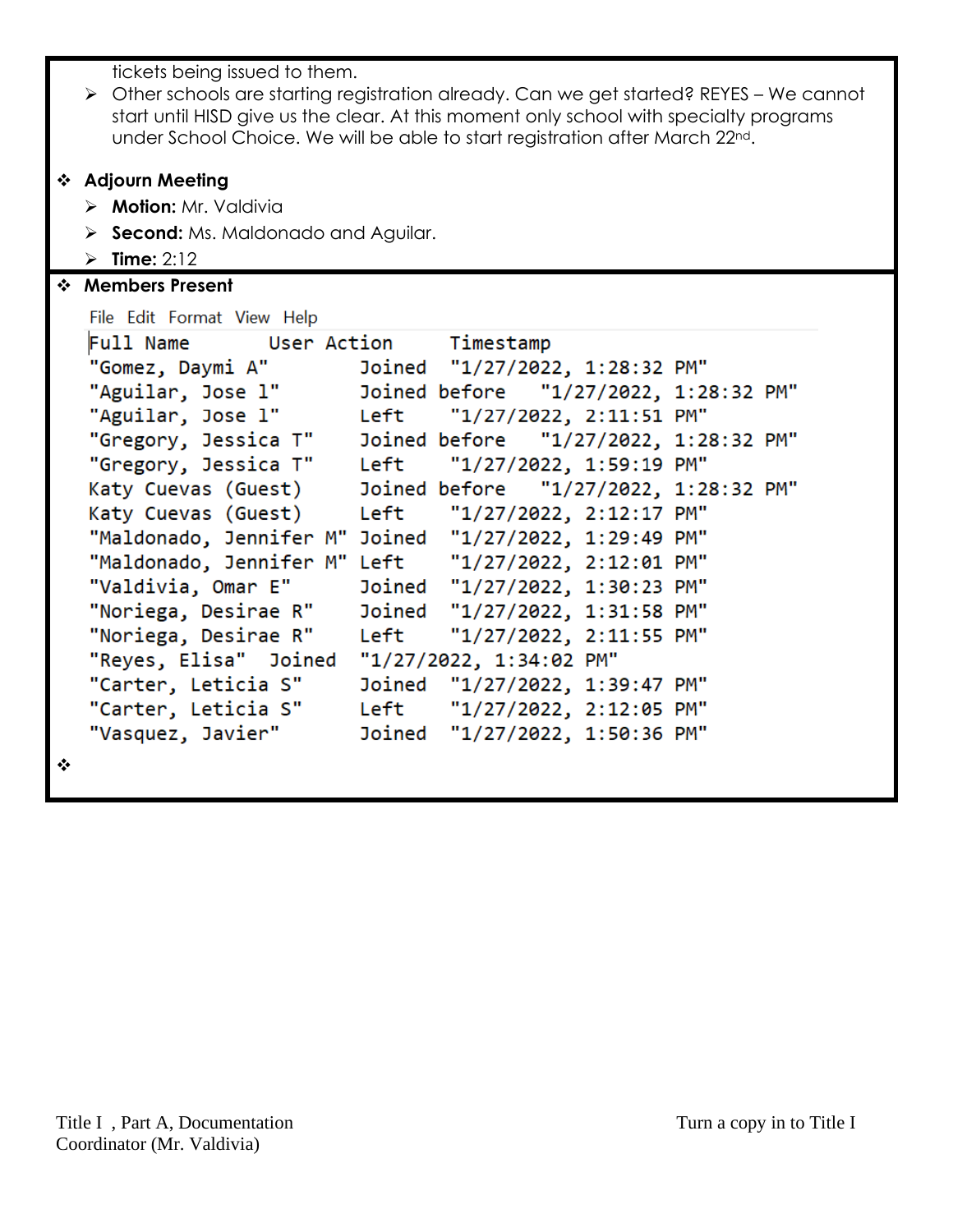tickets being issued to them.

- Other schools are starting registration already. Can we get started? REYES – We cannot start until HISD give us the clear. At this moment only school with specialty programs under School Choice. We will be able to start registration after March 22nd.

- **Adjourn Meeting**
  - **Motion:** Mr. Valdivia
  - **Second:** Ms. Maldonado and Aguilar.
  - **Time:** 2:12

- **Members Present**

File Edit Format View Help

```
Full Name	User Action	Timestamp
"Gomez, Daymi A"	Joined	"1/27/2022, 1:28:32 PM"
"Aguilar, Jose l"	Joined before	"1/27/2022, 1:28:32 PM"
"Aguilar, Jose l"	Left	"1/27/2022, 2:11:51 PM"
"Gregory, Jessica T"	Joined before	"1/27/2022, 1:28:32 PM"
"Gregory, Jessica T"	Left	"1/27/2022, 1:59:19 PM"
Katy Cuevas (Guest)	Joined before	"1/27/2022, 1:28:32 PM"
Katy Cuevas (Guest)	Left	"1/27/2022, 2:12:17 PM"
"Maldonado, Jennifer M"	Joined	"1/27/2022, 1:29:49 PM"
"Maldonado, Jennifer M"	Left	"1/27/2022, 2:12:01 PM"
"Valdivia, Omar E"	Joined	"1/27/2022, 1:30:23 PM"
"Noriega, Desirae R"	Joined	"1/27/2022, 1:31:58 PM"
"Noriega, Desirae R"	Left	"1/27/2022, 2:11:55 PM"
"Reyes, Elisa"	Joined	"1/27/2022, 1:34:02 PM"
"Carter, Leticia S"	Joined	"1/27/2022, 1:39:47 PM"
"Carter, Leticia S"	Left	"1/27/2022, 2:12:05 PM"
"Vasquez, Javier"	Joined	"1/27/2022, 1:50:36 PM"
```

Title I , Part A, Documentation Coordinator (Mr. Valdivia)

Turn a copy in to Title I